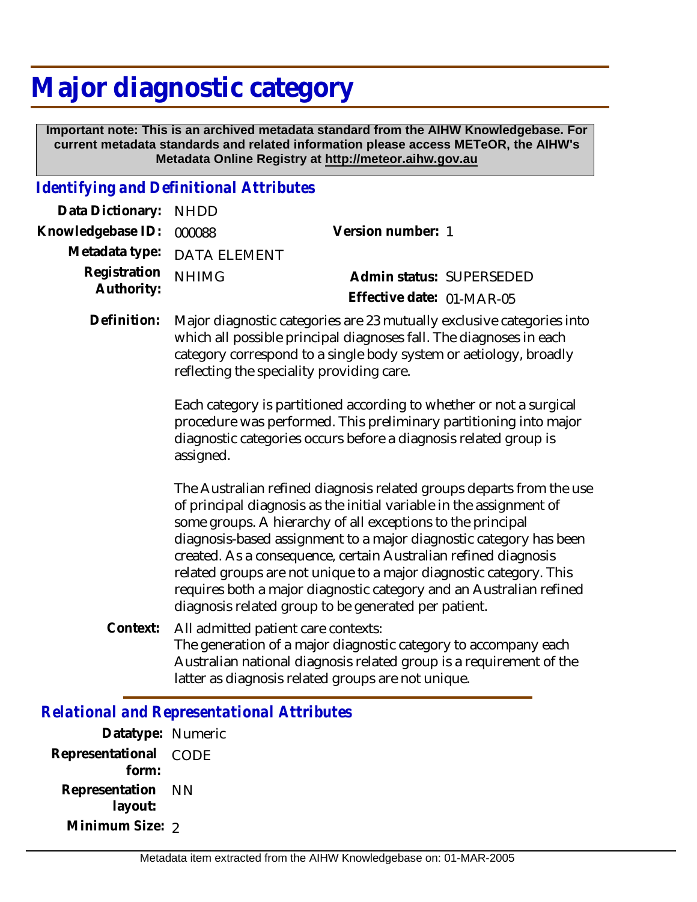# Major diagnostic category

**Important note: This is an archived metadata standard from the AIHW Knowledgebase. For current metadata standards and related information please access METeOR, the AIHW's Metadata Online Registry at http://meteor.aihw.gov.au**

## *Identifying and Definitional Attributes*

**Data Dictionary:** NHDD

**Knowledgebase ID:** 000088

**Version number:** 1

**Metadata type:** DATA ELEMENT

**Registration Authority:** NHIMG

**Admin status:** SUPERSEDED

**Effective date:** 01-MAR-05

**Definition:** Major diagnostic categories are 23 mutually exclusive categories into which all possible principal diagnoses fall. The diagnoses in each category correspond to a single body system or aetiology, broadly reflecting the speciality providing care.

Each category is partitioned according to whether or not a surgical procedure was performed. This preliminary partitioning into major diagnostic categories occurs before a diagnosis related group is assigned.

The Australian refined diagnosis related groups departs from the use of principal diagnosis as the initial variable in the assignment of some groups. A hierarchy of all exceptions to the principal diagnosis-based assignment to a major diagnostic category has been created. As a consequence, certain Australian refined diagnosis related groups are not unique to a major diagnostic category. This requires both a major diagnostic category and an Australian refined diagnosis related group to be generated per patient.

**Context:** All admitted patient care contexts:
The generation of a major diagnostic category to accompany each Australian national diagnosis related group is a requirement of the latter as diagnosis related groups are not unique.

## *Relational and Representational Attributes*

**Datatype:** Numeric

**Representational form:** CODE

**Representation layout:** NN

**Minimum Size:** 2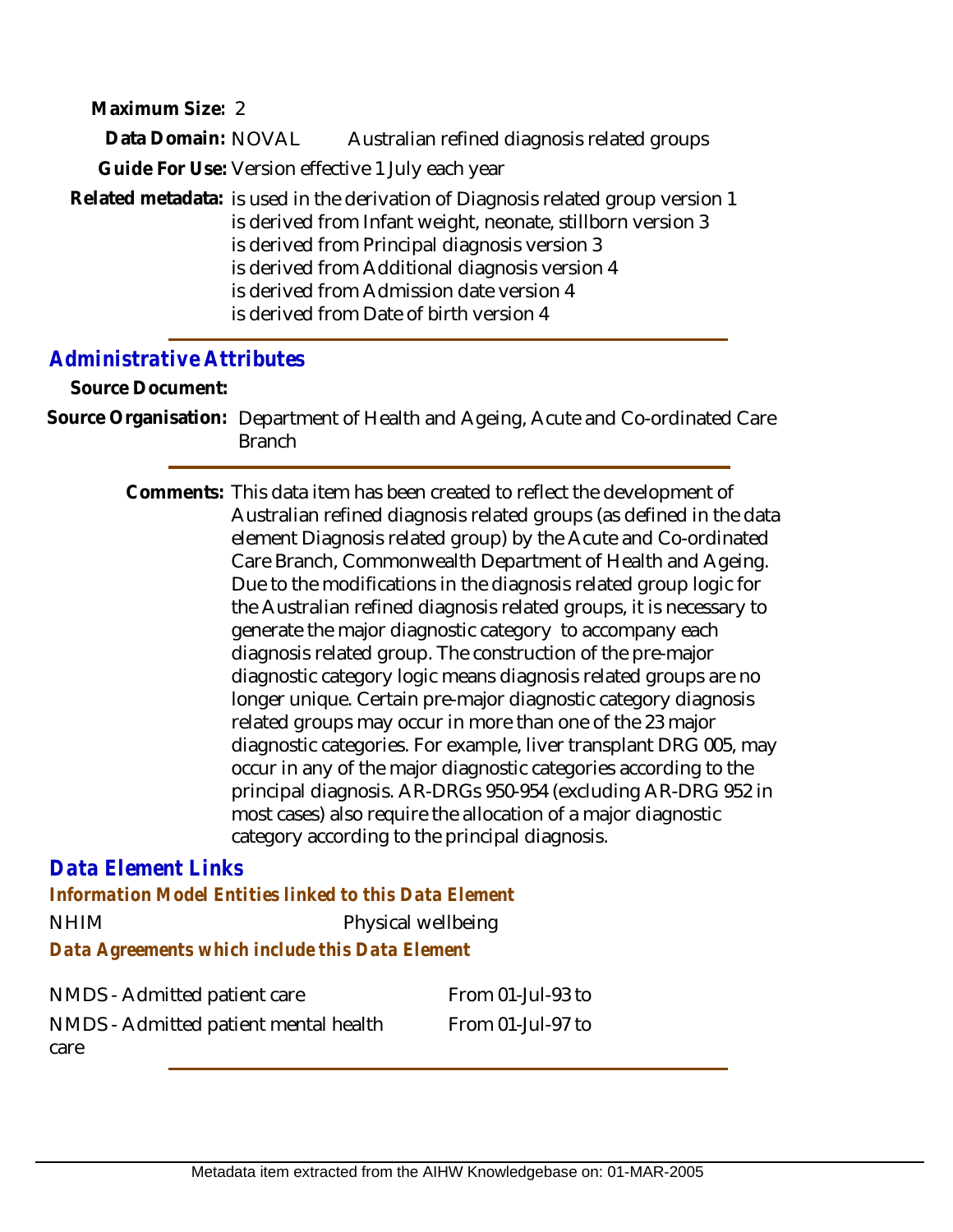**Maximum Size:** 2

**Data Domain:** NOVAL Australian refined diagnosis related groups

**Guide For Use:** Version effective 1 July each year

**Related metadata:** is used in the derivation of Diagnosis related group version 1
is derived from Infant weight, neonate, stillborn version 3
is derived from Principal diagnosis version 3
is derived from Additional diagnosis version 4
is derived from Admission date version 4
is derived from Date of birth version 4

## Administrative Attributes

**Source Document:**

**Source Organisation:** Department of Health and Ageing, Acute and Co-ordinated Care Branch

**Comments:** This data item has been created to reflect the development of Australian refined diagnosis related groups (as defined in the data element Diagnosis related group) by the Acute and Co-ordinated Care Branch, Commonwealth Department of Health and Ageing. Due to the modifications in the diagnosis related group logic for the Australian refined diagnosis related groups, it is necessary to generate the major diagnostic category to accompany each diagnosis related group. The construction of the pre-major diagnostic category logic means diagnosis related groups are no longer unique. Certain pre-major diagnostic category diagnosis related groups may occur in more than one of the 23 major diagnostic categories. For example, liver transplant DRG 005, may occur in any of the major diagnostic categories according to the principal diagnosis. AR-DRGs 950-954 (excluding AR-DRG 952 in most cases) also require the allocation of a major diagnostic category according to the principal diagnosis.

## Data Element Links

### Information Model Entities linked to this Data Element

NHIM Physical wellbeing

### Data Agreements which include this Data Element

| | |
|---|---|
| NMDS - Admitted patient care | From 01-Jul-93 to |
| NMDS - Admitted patient mental health care | From 01-Jul-97 to |